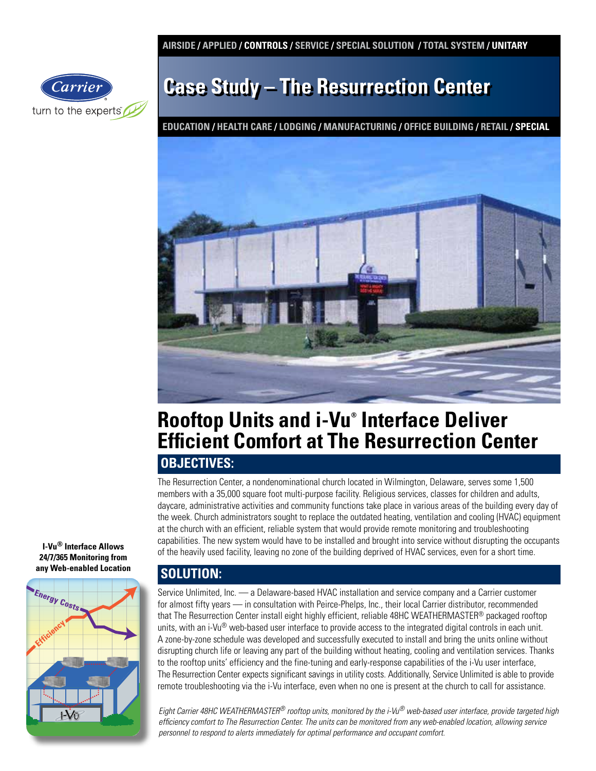AIRSIDE / APPLIED / **CONTROLS** / SERVICE / SPECIAL SOLUTION / TOTAL SYSTEM / **UNITARY**

# Case Study – The Resurrection Center

EDUCATION / HEALTH CARE / LODGING / MANUFACTURING / OFFICE BUILDING / RETAIL / **SPECIAL**

## Rooftop Units and i-Vu® Interface Deliver Efficient Comfort at The Resurrection Center

### OBJECTIVES:

The Resurrection Center, a nondenominational church located in Wilmington, Delaware, serves some 1,500 members with a 35,000 square foot multi-purpose facility. Religious services, classes for children and adults, daycare, administrative activities and community functions take place in various areas of the building every day of the week. Church administrators sought to replace the outdated heating, ventilation and cooling (HVAC) equipment at the church with an efficient, reliable system that would provide remote monitoring and troubleshooting capabilities. The new system would have to be installed and brought into service without disrupting the occupants of the heavily used facility, leaving no zone of the building deprived of HVAC services, even for a short time.

### SOLUTION:

Service Unlimited, Inc. — a Delaware-based HVAC installation and service company and a Carrier customer for almost fifty years — in consultation with Peirce-Phelps, Inc., their local Carrier distributor, recommended that The Resurrection Center install eight highly efficient, reliable 48HC WEATHERMASTER® packaged rooftop units, with an i-Vu® web-based user interface to provide access to the integrated digital controls in each unit. A zone-by-zone schedule was developed and successfully executed to install and bring the units online without disrupting church life or leaving any part of the building without heating, cooling and ventilation services. Thanks to the rooftop units' efficiency and the fine-tuning and early-response capabilities of the i-Vu user interface, The Resurrection Center expects significant savings in utility costs. Additionally, Service Unlimited is able to provide remote troubleshooting via the i-Vu interface, even when no one is present at the church to call for assistance.

*Eight Carrier 48HC WEATHERMASTER® rooftop units, monitored by the i-Vu® web-based user interface, provide targeted high efficiency comfort to The Resurrection Center. The units can be monitored from any web-enabled location, allowing service personnel to respond to alerts immediately for optimal performance and occupant comfort.*

**I-Vu® Interface Allows 24/7/365 Monitoring from any Web-enabled Location**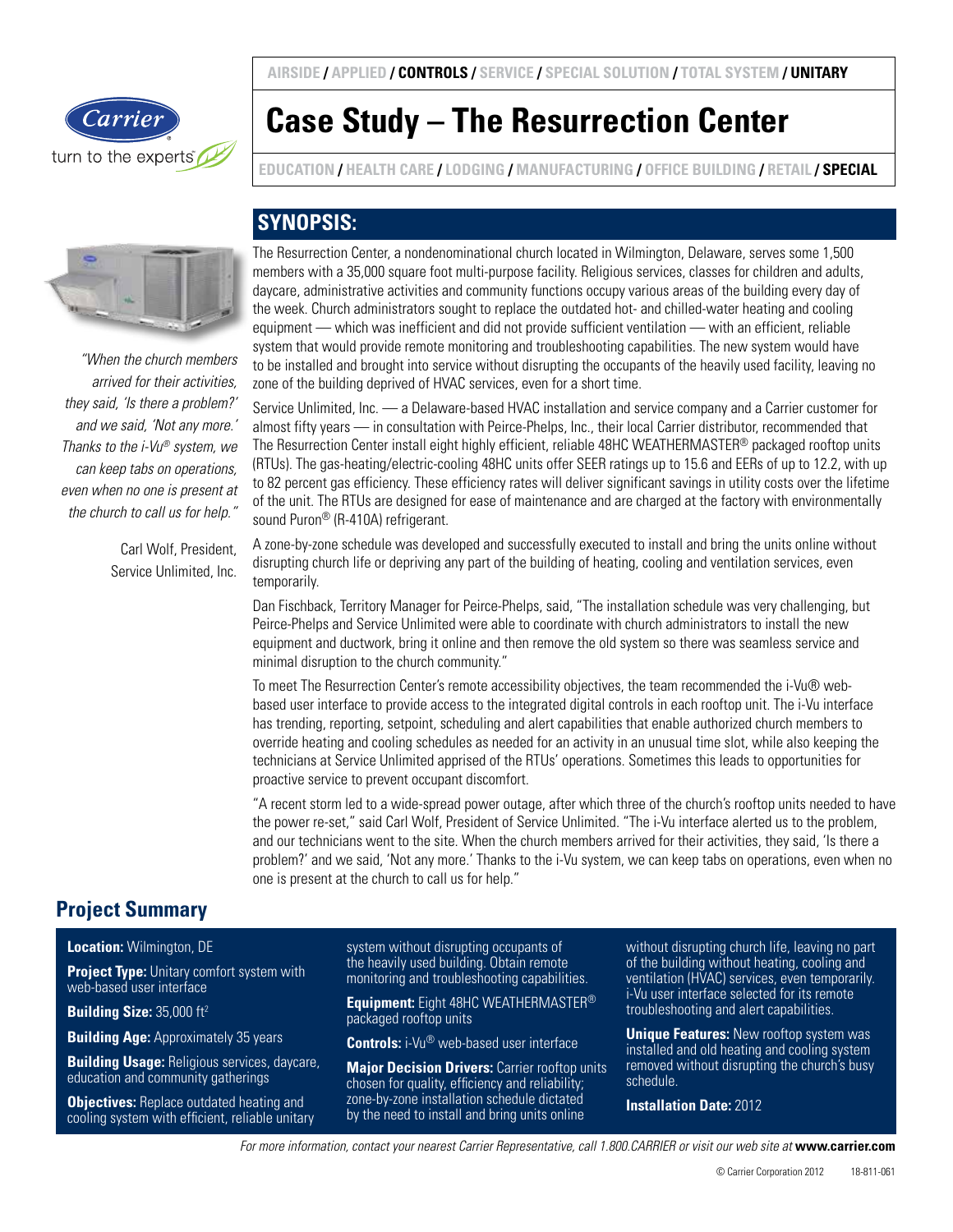AIRSIDE / APPLIED / **CONTROLS** / SERVICE / SPECIAL SOLUTION / TOTAL SYSTEM / **UNITARY**

# Case Study – The Resurrection Center

EDUCATION / HEALTH CARE / LODGING / MANUFACTURING / OFFICE BUILDING / RETAIL / **SPECIAL**

## SYNOPSIS:

*"When the church members arrived for their activities, they said, 'Is there a problem?' and we said, 'Not any more.' Thanks to the i-Vu® system, we can keep tabs on operations, even when no one is present at the church to call us for help."*

Carl Wolf, President, Service Unlimited, Inc.

The Resurrection Center, a nondenominational church located in Wilmington, Delaware, serves some 1,500 members with a 35,000 square foot multi-purpose facility. Religious services, classes for children and adults, daycare, administrative activities and community functions occupy various areas of the building every day of the week. Church administrators sought to replace the outdated hot- and chilled-water heating and cooling equipment — which was inefficient and did not provide sufficient ventilation — with an efficient, reliable system that would provide remote monitoring and troubleshooting capabilities. The new system would have to be installed and brought into service without disrupting the occupants of the heavily used facility, leaving no zone of the building deprived of HVAC services, even for a short time.

Service Unlimited, Inc. — a Delaware-based HVAC installation and service company and a Carrier customer for almost fifty years — in consultation with Peirce-Phelps, Inc., their local Carrier distributor, recommended that The Resurrection Center install eight highly efficient, reliable 48HC WEATHERMASTER® packaged rooftop units (RTUs). The gas-heating/electric-cooling 48HC units offer SEER ratings up to 15.6 and EERs of up to 12.2, with up to 82 percent gas efficiency. These efficiency rates will deliver significant savings in utility costs over the lifetime of the unit. The RTUs are designed for ease of maintenance and are charged at the factory with environmentally sound Puron® (R-410A) refrigerant.

A zone-by-zone schedule was developed and successfully executed to install and bring the units online without disrupting church life or depriving any part of the building of heating, cooling and ventilation services, even temporarily.

Dan Fischback, Territory Manager for Peirce-Phelps, said, "The installation schedule was very challenging, but Peirce-Phelps and Service Unlimited were able to coordinate with church administrators to install the new equipment and ductwork, bring it online and then remove the old system so there was seamless service and minimal disruption to the church community."

To meet The Resurrection Center's remote accessibility objectives, the team recommended the i-Vu® web-based user interface to provide access to the integrated digital controls in each rooftop unit. The i-Vu interface has trending, reporting, setpoint, scheduling and alert capabilities that enable authorized church members to override heating and cooling schedules as needed for an activity in an unusual time slot, while also keeping the technicians at Service Unlimited apprised of the RTUs' operations. Sometimes this leads to opportunities for proactive service to prevent occupant discomfort.

"A recent storm led to a wide-spread power outage, after which three of the church's rooftop units needed to have the power re-set," said Carl Wolf, President of Service Unlimited. "The i-Vu interface alerted us to the problem, and our technicians went to the site. When the church members arrived for their activities, they said, 'Is there a problem?' and we said, 'Not any more.' Thanks to the i-Vu system, we can keep tabs on operations, even when no one is present at the church to call us for help."

## Project Summary

**Location:** Wilmington, DE

**Project Type:** Unitary comfort system with web-based user interface

**Building Size:** 35,000 ft²

**Building Age:** Approximately 35 years

**Building Usage:** Religious services, daycare, education and community gatherings

**Objectives:** Replace outdated heating and cooling system with efficient, reliable unitary system without disrupting occupants of the heavily used building. Obtain remote monitoring and troubleshooting capabilities.

**Equipment:** Eight 48HC WEATHERMASTER® packaged rooftop units

**Controls:** i-Vu® web-based user interface

**Major Decision Drivers:** Carrier rooftop units chosen for quality, efficiency and reliability; zone-by-zone installation schedule dictated by the need to install and bring units online without disrupting church life, leaving no part of the building without heating, cooling and ventilation (HVAC) services, even temporarily. i-Vu user interface selected for its remote troubleshooting and alert capabilities.

**Unique Features:** New rooftop system was installed and old heating and cooling system removed without disrupting the church's busy schedule.

**Installation Date:** 2012

*For more information, contact your nearest Carrier Representative, call 1.800.CARRIER or visit our web site at* **www.carrier.com**

© Carrier Corporation 2012 18-811-061